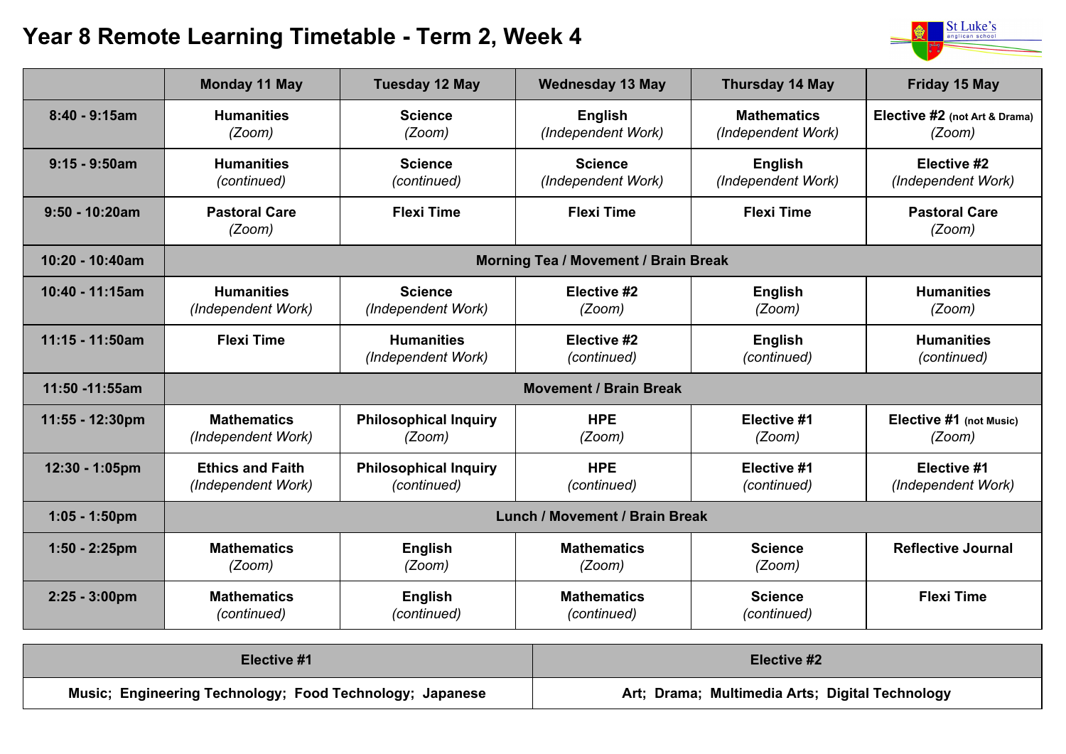# Year 8 Remote Learning Timetable - Term 2, Week 4

| | Monday 11 May | Tuesday 12 May | Wednesday 13 May | Thursday 14 May | Friday 15 May |
|---|---|---|---|---|---|
| 8:40 - 9:15am | **Humanities** *(Zoom)* | **Science** *(Zoom)* | **English** *(Independent Work)* | **Mathematics** *(Independent Work)* | **Elective #2** (not Art & Drama) *(Zoom)* |
| 9:15 - 9:50am | **Humanities** *(continued)* | **Science** *(continued)* | **Science** *(Independent Work)* | **English** *(Independent Work)* | **Elective #2** *(Independent Work)* |
| 9:50 - 10:20am | **Pastoral Care** *(Zoom)* | **Flexi Time** | **Flexi Time** | **Flexi Time** | **Pastoral Care** *(Zoom)* |
| 10:20 - 10:40am | **Morning Tea / Movement / Brain Break** | | | | |
| 10:40 - 11:15am | **Humanities** *(Independent Work)* | **Science** *(Independent Work)* | **Elective #2** *(Zoom)* | **English** *(Zoom)* | **Humanities** *(Zoom)* |
| 11:15 - 11:50am | **Flexi Time** | **Humanities** *(Independent Work)* | **Elective #2** *(continued)* | **English** *(continued)* | **Humanities** *(continued)* |
| 11:50 -11:55am | **Movement / Brain Break** | | | | |
| 11:55 - 12:30pm | **Mathematics** *(Independent Work)* | **Philosophical Inquiry** *(Zoom)* | **HPE** *(Zoom)* | **Elective #1** *(Zoom)* | **Elective #1** (not Music) *(Zoom)* |
| 12:30 - 1:05pm | **Ethics and Faith** *(Independent Work)* | **Philosophical Inquiry** *(continued)* | **HPE** *(continued)* | **Elective #1** *(continued)* | **Elective #1** *(Independent Work)* |
| 1:05 - 1:50pm | **Lunch / Movement / Brain Break** | | | | |
| 1:50 - 2:25pm | **Mathematics** *(Zoom)* | **English** *(Zoom)* | **Mathematics** *(Zoom)* | **Science** *(Zoom)* | **Reflective Journal** |
| 2:25 - 3:00pm | **Mathematics** *(continued)* | **English** *(continued)* | **Mathematics** *(continued)* | **Science** *(continued)* | **Flexi Time** |

| Elective #1 | Elective #2 |
|---|---|
| Music; Engineering Technology; Food Technology; Japanese | Art; Drama; Multimedia Arts; Digital Technology |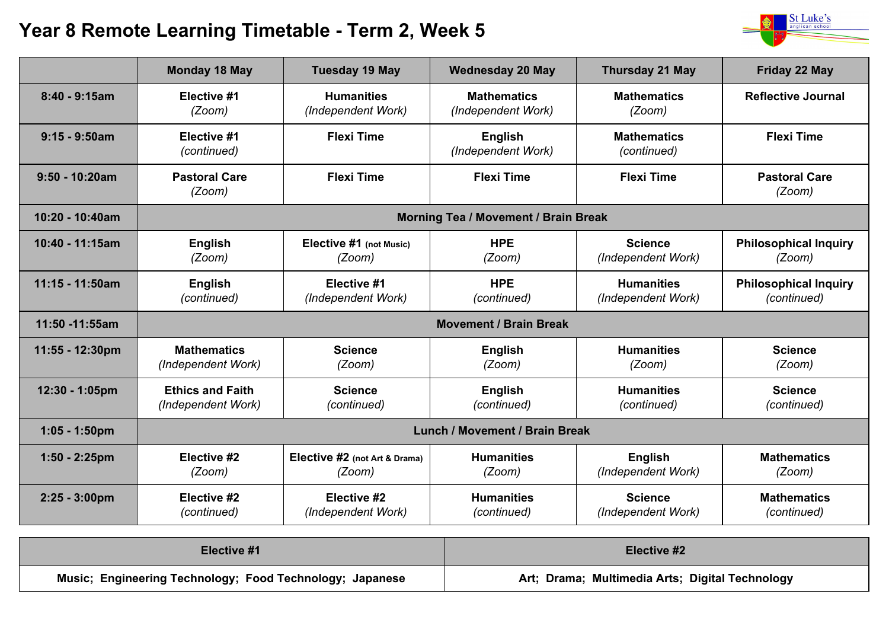# Year 8 Remote Learning Timetable - Term 2, Week 5

| | Monday 18 May | Tuesday 19 May | Wednesday 20 May | Thursday 21 May | Friday 22 May |
|---|---|---|---|---|---|
| 8:40 - 9:15am | **Elective #1** *(Zoom)* | **Humanities** *(Independent Work)* | **Mathematics** *(Independent Work)* | **Mathematics** *(Zoom)* | **Reflective Journal** |
| 9:15 - 9:50am | **Elective #1** *(continued)* | **Flexi Time** | **English** *(Independent Work)* | **Mathematics** *(continued)* | **Flexi Time** |
| 9:50 - 10:20am | **Pastoral Care** *(Zoom)* | **Flexi Time** | **Flexi Time** | **Flexi Time** | **Pastoral Care** *(Zoom)* |
| 10:20 - 10:40am | **Morning Tea / Movement / Brain Break** | | | | |
| 10:40 - 11:15am | **English** *(Zoom)* | **Elective #1** (not Music) *(Zoom)* | **HPE** *(Zoom)* | **Science** *(Independent Work)* | **Philosophical Inquiry** *(Zoom)* |
| 11:15 - 11:50am | **English** *(continued)* | **Elective #1** *(Independent Work)* | **HPE** *(continued)* | **Humanities** *(Independent Work)* | **Philosophical Inquiry** *(continued)* |
| 11:50 -11:55am | **Movement / Brain Break** | | | | |
| 11:55 - 12:30pm | **Mathematics** *(Independent Work)* | **Science** *(Zoom)* | **English** *(Zoom)* | **Humanities** *(Zoom)* | **Science** *(Zoom)* |
| 12:30 - 1:05pm | **Ethics and Faith** *(Independent Work)* | **Science** *(continued)* | **English** *(continued)* | **Humanities** *(continued)* | **Science** *(continued)* |
| 1:05 - 1:50pm | **Lunch / Movement / Brain Break** | | | | |
| 1:50 - 2:25pm | **Elective #2** *(Zoom)* | **Elective #2** (not Art & Drama) *(Zoom)* | **Humanities** *(Zoom)* | **English** *(Independent Work)* | **Mathematics** *(Zoom)* |
| 2:25 - 3:00pm | **Elective #2** *(continued)* | **Elective #2** *(Independent Work)* | **Humanities** *(continued)* | **Science** *(Independent Work)* | **Mathematics** *(continued)* |

| Elective #1 | Elective #2 |
|---|---|
| Music; Engineering Technology; Food Technology; Japanese | Art; Drama; Multimedia Arts; Digital Technology |